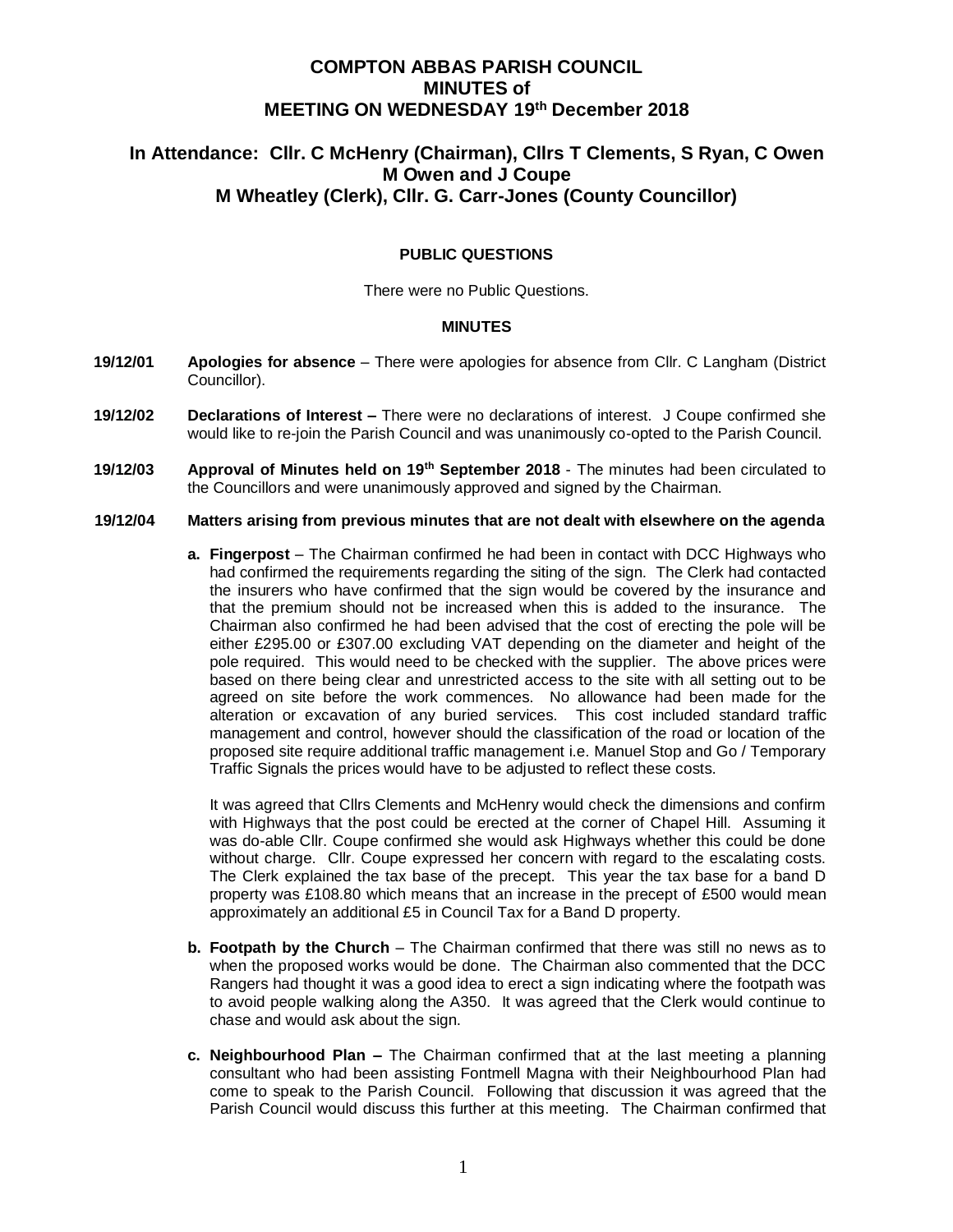# COMPTON ABBAS PARISH COUNCIL
# MINUTES of
# MEETING ON WEDNESDAY 19th December 2018

## In Attendance: Cllr. C McHenry (Chairman), Cllrs T Clements, S Ryan, C Owen M Owen and J Coupe
## M Wheatley (Clerk), Cllr. G. Carr-Jones (County Councillor)

**PUBLIC QUESTIONS**

There were no Public Questions.

**MINUTES**

**19/12/01** **Apologies for absence** – There were apologies for absence from Cllr. C Langham (District Councillor).

**19/12/02** **Declarations of Interest –** There were no declarations of interest. J Coupe confirmed she would like to re-join the Parish Council and was unanimously co-opted to the Parish Council.

**19/12/03** **Approval of Minutes held on 19th September 2018** - The minutes had been circulated to the Councillors and were unanimously approved and signed by the Chairman.

**19/12/04** **Matters arising from previous minutes that are not dealt with elsewhere on the agenda**

**a. Fingerpost** – The Chairman confirmed he had been in contact with DCC Highways who had confirmed the requirements regarding the siting of the sign. The Clerk had contacted the insurers who have confirmed that the sign would be covered by the insurance and that the premium should not be increased when this is added to the insurance. The Chairman also confirmed he had been advised that the cost of erecting the pole will be either £295.00 or £307.00 excluding VAT depending on the diameter and height of the pole required. This would need to be checked with the supplier. The above prices were based on there being clear and unrestricted access to the site with all setting out to be agreed on site before the work commences. No allowance had been made for the alteration or excavation of any buried services. This cost included standard traffic management and control, however should the classification of the road or location of the proposed site require additional traffic management i.e. Manuel Stop and Go / Temporary Traffic Signals the prices would have to be adjusted to reflect these costs.

It was agreed that Cllrs Clements and McHenry would check the dimensions and confirm with Highways that the post could be erected at the corner of Chapel Hill. Assuming it was do-able Cllr. Coupe confirmed she would ask Highways whether this could be done without charge. Cllr. Coupe expressed her concern with regard to the escalating costs. The Clerk explained the tax base of the precept. This year the tax base for a band D property was £108.80 which means that an increase in the precept of £500 would mean approximately an additional £5 in Council Tax for a Band D property.

**b. Footpath by the Church** – The Chairman confirmed that there was still no news as to when the proposed works would be done. The Chairman also commented that the DCC Rangers had thought it was a good idea to erect a sign indicating where the footpath was to avoid people walking along the A350. It was agreed that the Clerk would continue to chase and would ask about the sign.

**c. Neighbourhood Plan –** The Chairman confirmed that at the last meeting a planning consultant who had been assisting Fontmell Magna with their Neighbourhood Plan had come to speak to the Parish Council. Following that discussion it was agreed that the Parish Council would discuss this further at this meeting. The Chairman confirmed that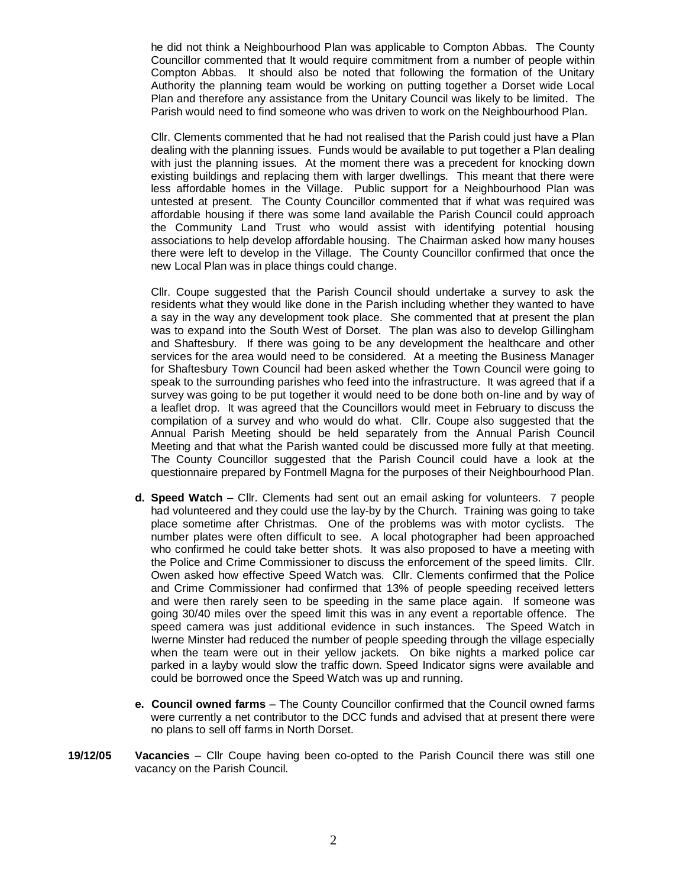he did not think a Neighbourhood Plan was applicable to Compton Abbas. The County Councillor commented that It would require commitment from a number of people within Compton Abbas. It should also be noted that following the formation of the Unitary Authority the planning team would be working on putting together a Dorset wide Local Plan and therefore any assistance from the Unitary Council was likely to be limited. The Parish would need to find someone who was driven to work on the Neighbourhood Plan.

Cllr. Clements commented that he had not realised that the Parish could just have a Plan dealing with the planning issues. Funds would be available to put together a Plan dealing with just the planning issues. At the moment there was a precedent for knocking down existing buildings and replacing them with larger dwellings. This meant that there were less affordable homes in the Village. Public support for a Neighbourhood Plan was untested at present. The County Councillor commented that if what was required was affordable housing if there was some land available the Parish Council could approach the Community Land Trust who would assist with identifying potential housing associations to help develop affordable housing. The Chairman asked how many houses there were left to develop in the Village. The County Councillor confirmed that once the new Local Plan was in place things could change.

Cllr. Coupe suggested that the Parish Council should undertake a survey to ask the residents what they would like done in the Parish including whether they wanted to have a say in the way any development took place. She commented that at present the plan was to expand into the South West of Dorset. The plan was also to develop Gillingham and Shaftesbury. If there was going to be any development the healthcare and other services for the area would need to be considered. At a meeting the Business Manager for Shaftesbury Town Council had been asked whether the Town Council were going to speak to the surrounding parishes who feed into the infrastructure. It was agreed that if a survey was going to be put together it would need to be done both on-line and by way of a leaflet drop. It was agreed that the Councillors would meet in February to discuss the compilation of a survey and who would do what. Cllr. Coupe also suggested that the Annual Parish Meeting should be held separately from the Annual Parish Council Meeting and that what the Parish wanted could be discussed more fully at that meeting. The County Councillor suggested that the Parish Council could have a look at the questionnaire prepared by Fontmell Magna for the purposes of their Neighbourhood Plan.

**d. Speed Watch –** Cllr. Clements had sent out an email asking for volunteers. 7 people had volunteered and they could use the lay-by by the Church. Training was going to take place sometime after Christmas. One of the problems was with motor cyclists. The number plates were often difficult to see. A local photographer had been approached who confirmed he could take better shots. It was also proposed to have a meeting with the Police and Crime Commissioner to discuss the enforcement of the speed limits. Cllr. Owen asked how effective Speed Watch was. Cllr. Clements confirmed that the Police and Crime Commissioner had confirmed that 13% of people speeding received letters and were then rarely seen to be speeding in the same place again. If someone was going 30/40 miles over the speed limit this was in any event a reportable offence. The speed camera was just additional evidence in such instances. The Speed Watch in Iwerne Minster had reduced the number of people speeding through the village especially when the team were out in their yellow jackets. On bike nights a marked police car parked in a layby would slow the traffic down. Speed Indicator signs were available and could be borrowed once the Speed Watch was up and running.

**e. Council owned farms** – The County Councillor confirmed that the Council owned farms were currently a net contributor to the DCC funds and advised that at present there were no plans to sell off farms in North Dorset.

**19/12/05 Vacancies** – Cllr Coupe having been co-opted to the Parish Council there was still one vacancy on the Parish Council.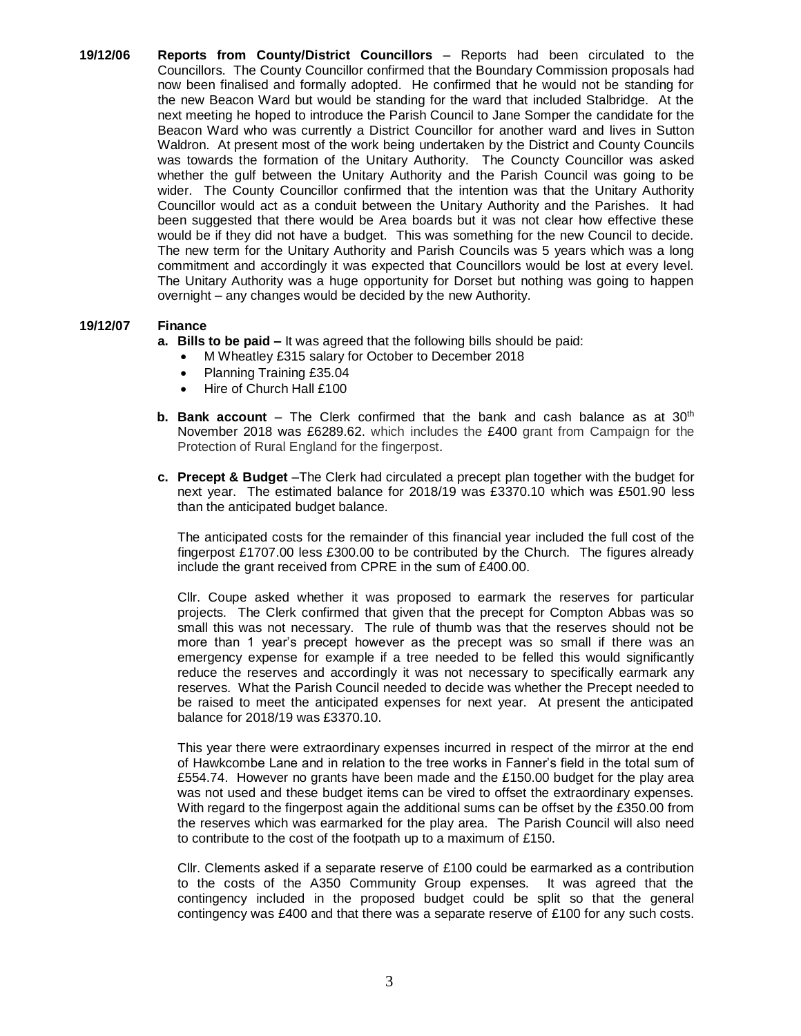**19/12/06** **Reports from County/District Councillors** – Reports had been circulated to the Councillors. The County Councillor confirmed that the Boundary Commission proposals had now been finalised and formally adopted. He confirmed that he would not be standing for the new Beacon Ward but would be standing for the ward that included Stalbridge. At the next meeting he hoped to introduce the Parish Council to Jane Somper the candidate for the Beacon Ward who was currently a District Councillor for another ward and lives in Sutton Waldron. At present most of the work being undertaken by the District and County Councils was towards the formation of the Unitary Authority. The Councty Councillor was asked whether the gulf between the Unitary Authority and the Parish Council was going to be wider. The County Councillor confirmed that the intention was that the Unitary Authority Councillor would act as a conduit between the Unitary Authority and the Parishes. It had been suggested that there would be Area boards but it was not clear how effective these would be if they did not have a budget. This was something for the new Council to decide. The new term for the Unitary Authority and Parish Councils was 5 years which was a long commitment and accordingly it was expected that Councillors would be lost at every level. The Unitary Authority was a huge opportunity for Dorset but nothing was going to happen overnight – any changes would be decided by the new Authority.

**19/12/07** **Finance**

**a. Bills to be paid –** It was agreed that the following bills should be paid:

- M Wheatley £315 salary for October to December 2018
- Planning Training £35.04
- Hire of Church Hall £100

**b. Bank account** – The Clerk confirmed that the bank and cash balance as at 30th November 2018 was £6289.62. which includes the £400 grant from Campaign for the Protection of Rural England for the fingerpost.

**c. Precept & Budget** –The Clerk had circulated a precept plan together with the budget for next year. The estimated balance for 2018/19 was £3370.10 which was £501.90 less than the anticipated budget balance.

The anticipated costs for the remainder of this financial year included the full cost of the fingerpost £1707.00 less £300.00 to be contributed by the Church. The figures already include the grant received from CPRE in the sum of £400.00.

Cllr. Coupe asked whether it was proposed to earmark the reserves for particular projects. The Clerk confirmed that given that the precept for Compton Abbas was so small this was not necessary. The rule of thumb was that the reserves should not be more than 1 year's precept however as the precept was so small if there was an emergency expense for example if a tree needed to be felled this would significantly reduce the reserves and accordingly it was not necessary to specifically earmark any reserves. What the Parish Council needed to decide was whether the Precept needed to be raised to meet the anticipated expenses for next year. At present the anticipated balance for 2018/19 was £3370.10.

This year there were extraordinary expenses incurred in respect of the mirror at the end of Hawkcombe Lane and in relation to the tree works in Fanner's field in the total sum of £554.74. However no grants have been made and the £150.00 budget for the play area was not used and these budget items can be vired to offset the extraordinary expenses. With regard to the fingerpost again the additional sums can be offset by the £350.00 from the reserves which was earmarked for the play area. The Parish Council will also need to contribute to the cost of the footpath up to a maximum of £150.

Cllr. Clements asked if a separate reserve of £100 could be earmarked as a contribution to the costs of the A350 Community Group expenses. It was agreed that the contingency included in the proposed budget could be split so that the general contingency was £400 and that there was a separate reserve of £100 for any such costs.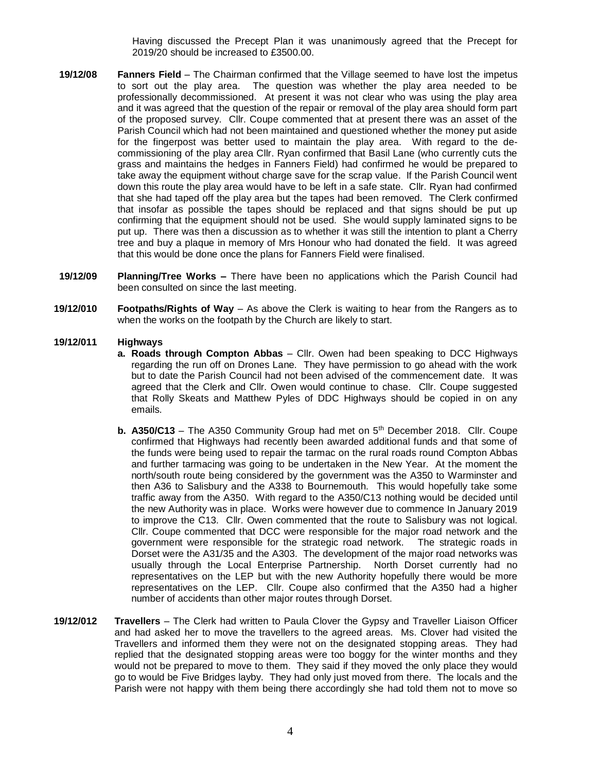Having discussed the Precept Plan it was unanimously agreed that the Precept for 2019/20 should be increased to £3500.00.

**19/12/08** **Fanners Field** – The Chairman confirmed that the Village seemed to have lost the impetus to sort out the play area. The question was whether the play area needed to be professionally decommissioned. At present it was not clear who was using the play area and it was agreed that the question of the repair or removal of the play area should form part of the proposed survey. Cllr. Coupe commented that at present there was an asset of the Parish Council which had not been maintained and questioned whether the money put aside for the fingerpost was better used to maintain the play area. With regard to the de-commissioning of the play area Cllr. Ryan confirmed that Basil Lane (who currently cuts the grass and maintains the hedges in Fanners Field) had confirmed he would be prepared to take away the equipment without charge save for the scrap value. If the Parish Council went down this route the play area would have to be left in a safe state. Cllr. Ryan had confirmed that she had taped off the play area but the tapes had been removed. The Clerk confirmed that insofar as possible the tapes should be replaced and that signs should be put up confirming that the equipment should not be used. She would supply laminated signs to be put up. There was then a discussion as to whether it was still the intention to plant a Cherry tree and buy a plaque in memory of Mrs Honour who had donated the field. It was agreed that this would be done once the plans for Fanners Field were finalised.

**19/12/09** **Planning/Tree Works –** There have been no applications which the Parish Council had been consulted on since the last meeting.

**19/12/010** **Footpaths/Rights of Way** – As above the Clerk is waiting to hear from the Rangers as to when the works on the footpath by the Church are likely to start.

**19/12/011** **Highways**

**a. Roads through Compton Abbas** – Cllr. Owen had been speaking to DCC Highways regarding the run off on Drones Lane. They have permission to go ahead with the work but to date the Parish Council had not been advised of the commencement date. It was agreed that the Clerk and Cllr. Owen would continue to chase. Cllr. Coupe suggested that Rolly Skeats and Matthew Pyles of DDC Highways should be copied in on any emails.

**b. A350/C13** – The A350 Community Group had met on 5th December 2018. Cllr. Coupe confirmed that Highways had recently been awarded additional funds and that some of the funds were being used to repair the tarmac on the rural roads round Compton Abbas and further tarmacing was going to be undertaken in the New Year. At the moment the north/south route being considered by the government was the A350 to Warminster and then A36 to Salisbury and the A338 to Bournemouth. This would hopefully take some traffic away from the A350. With regard to the A350/C13 nothing would be decided until the new Authority was in place. Works were however due to commence In January 2019 to improve the C13. Cllr. Owen commented that the route to Salisbury was not logical. Cllr. Coupe commented that DCC were responsible for the major road network and the government were responsible for the strategic road network. The strategic roads in Dorset were the A31/35 and the A303. The development of the major road networks was usually through the Local Enterprise Partnership. North Dorset currently had no representatives on the LEP but with the new Authority hopefully there would be more representatives on the LEP. Cllr. Coupe also confirmed that the A350 had a higher number of accidents than other major routes through Dorset.

**19/12/012** **Travellers** – The Clerk had written to Paula Clover the Gypsy and Traveller Liaison Officer and had asked her to move the travellers to the agreed areas. Ms. Clover had visited the Travellers and informed them they were not on the designated stopping areas. They had replied that the designated stopping areas were too boggy for the winter months and they would not be prepared to move to them. They said if they moved the only place they would go to would be Five Bridges layby. They had only just moved from there. The locals and the Parish were not happy with them being there accordingly she had told them not to move so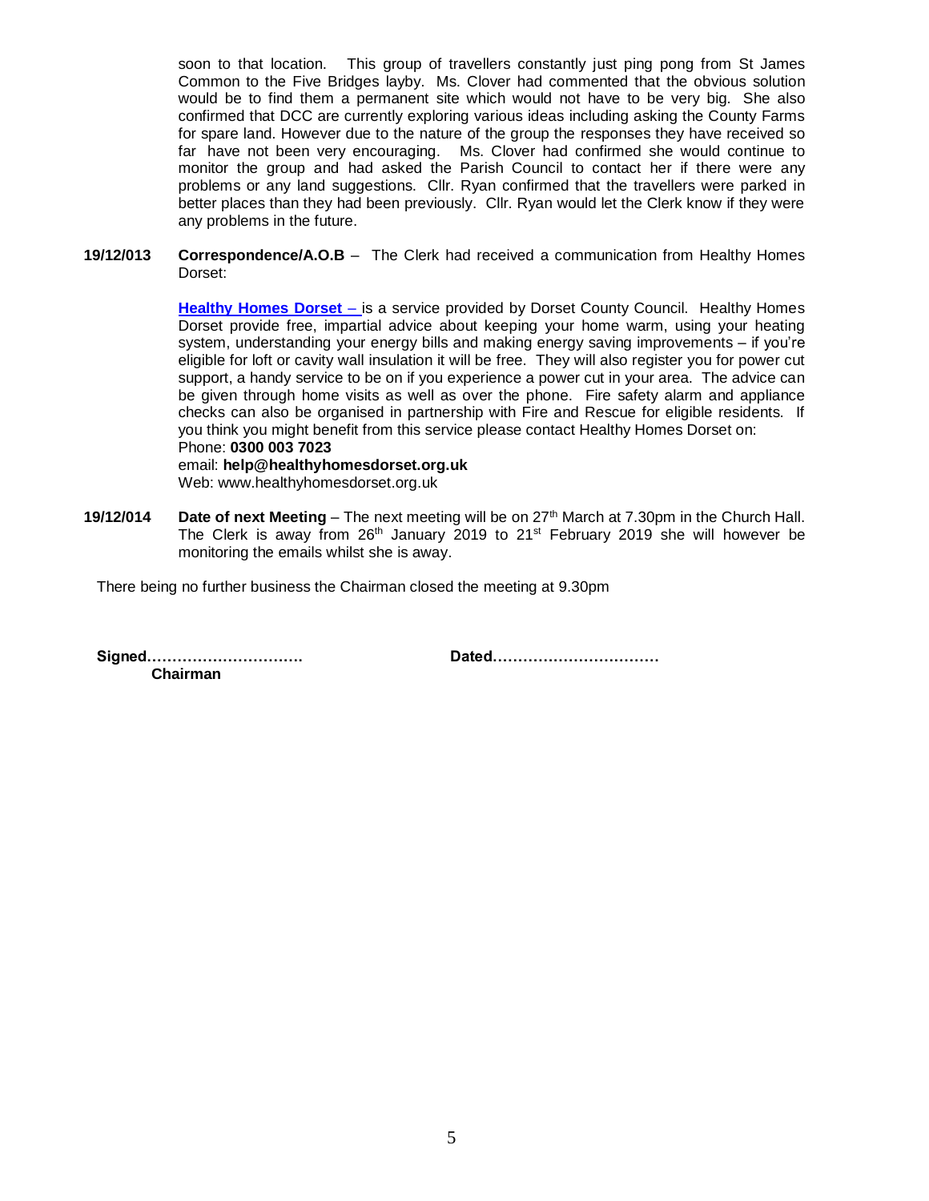soon to that location. This group of travellers constantly just ping pong from St James Common to the Five Bridges layby. Ms. Clover had commented that the obvious solution would be to find them a permanent site which would not have to be very big. She also confirmed that DCC are currently exploring various ideas including asking the County Farms for spare land. However due to the nature of the group the responses they have received so far have not been very encouraging. Ms. Clover had confirmed she would continue to monitor the group and had asked the Parish Council to contact her if there were any problems or any land suggestions. Cllr. Ryan confirmed that the travellers were parked in better places than they had been previously. Cllr. Ryan would let the Clerk know if they were any problems in the future.

**19/12/013** **Correspondence/A.O.B** – The Clerk had received a communication from Healthy Homes Dorset:

**Healthy Homes Dorset –** is a service provided by Dorset County Council. Healthy Homes Dorset provide free, impartial advice about keeping your home warm, using your heating system, understanding your energy bills and making energy saving improvements – if you're eligible for loft or cavity wall insulation it will be free. They will also register you for power cut support, a handy service to be on if you experience a power cut in your area. The advice can be given through home visits as well as over the phone. Fire safety alarm and appliance checks can also be organised in partnership with Fire and Rescue for eligible residents. If you think you might benefit from this service please contact Healthy Homes Dorset on:
Phone: **0300 003 7023**
email: **help@healthyhomesdorset.org.uk**
Web: www.healthyhomesdorset.org.uk

**19/12/014** **Date of next Meeting** – The next meeting will be on 27th March at 7.30pm in the Church Hall. The Clerk is away from 26th January 2019 to 21st February 2019 she will however be monitoring the emails whilst she is away.

There being no further business the Chairman closed the meeting at 9.30pm

**Signed…………………………** **Dated……………………………**
**Chairman**